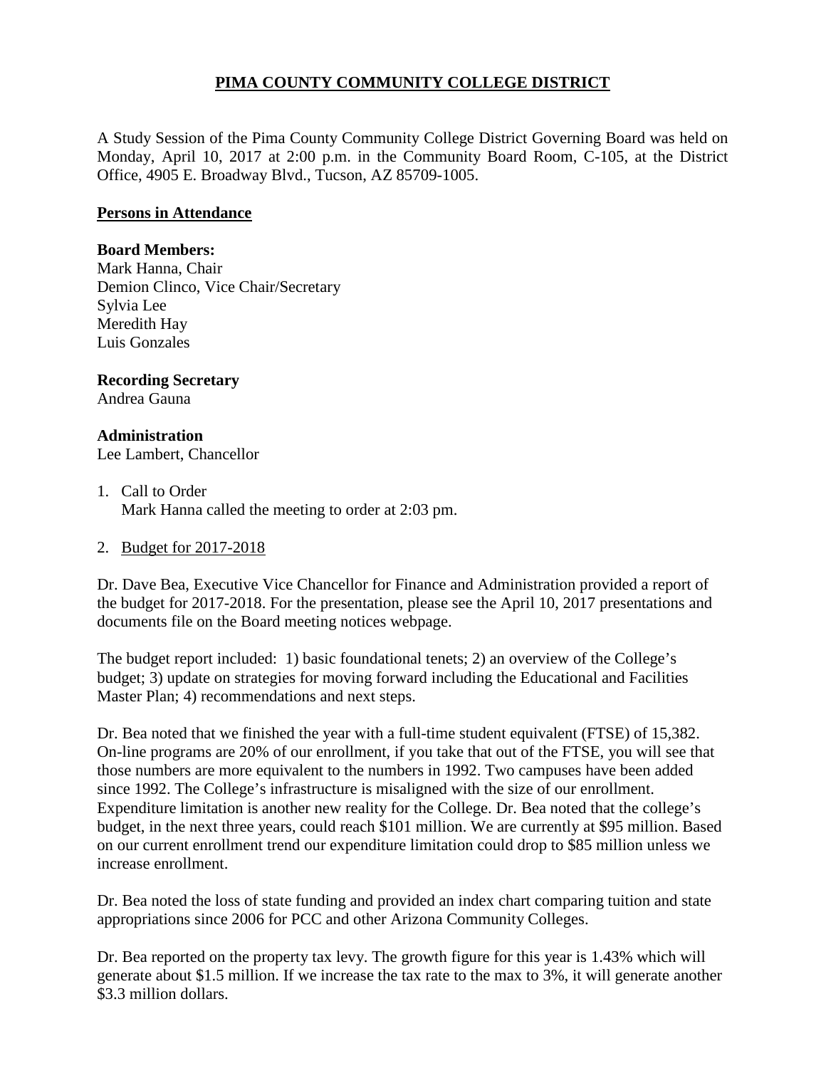# PIMA COUNTY COMMUNITY COLLEGE DISTRICT

A Study Session of the Pima County Community College District Governing Board was held on Monday, April 10, 2017 at 2:00 p.m. in the Community Board Room, C-105, at the District Office, 4905 E. Broadway Blvd., Tucson, AZ 85709-1005.

## Persons in Attendance

**Board Members:**
Mark Hanna, Chair
Demion Clinco, Vice Chair/Secretary
Sylvia Lee
Meredith Hay
Luis Gonzales

**Recording Secretary**
Andrea Gauna

**Administration**
Lee Lambert, Chancellor

1. Call to Order
   Mark Hanna called the meeting to order at 2:03 pm.

2. Budget for 2017-2018

Dr. Dave Bea, Executive Vice Chancellor for Finance and Administration provided a report of the budget for 2017-2018. For the presentation, please see the April 10, 2017 presentations and documents file on the Board meeting notices webpage.

The budget report included: 1) basic foundational tenets; 2) an overview of the College's budget; 3) update on strategies for moving forward including the Educational and Facilities Master Plan; 4) recommendations and next steps.

Dr. Bea noted that we finished the year with a full-time student equivalent (FTSE) of 15,382. On-line programs are 20% of our enrollment, if you take that out of the FTSE, you will see that those numbers are more equivalent to the numbers in 1992. Two campuses have been added since 1992. The College's infrastructure is misaligned with the size of our enrollment. Expenditure limitation is another new reality for the College. Dr. Bea noted that the college's budget, in the next three years, could reach $101 million. We are currently at $95 million. Based on our current enrollment trend our expenditure limitation could drop to $85 million unless we increase enrollment.

Dr. Bea noted the loss of state funding and provided an index chart comparing tuition and state appropriations since 2006 for PCC and other Arizona Community Colleges.

Dr. Bea reported on the property tax levy. The growth figure for this year is 1.43% which will generate about $1.5 million. If we increase the tax rate to the max to 3%, it will generate another $3.3 million dollars.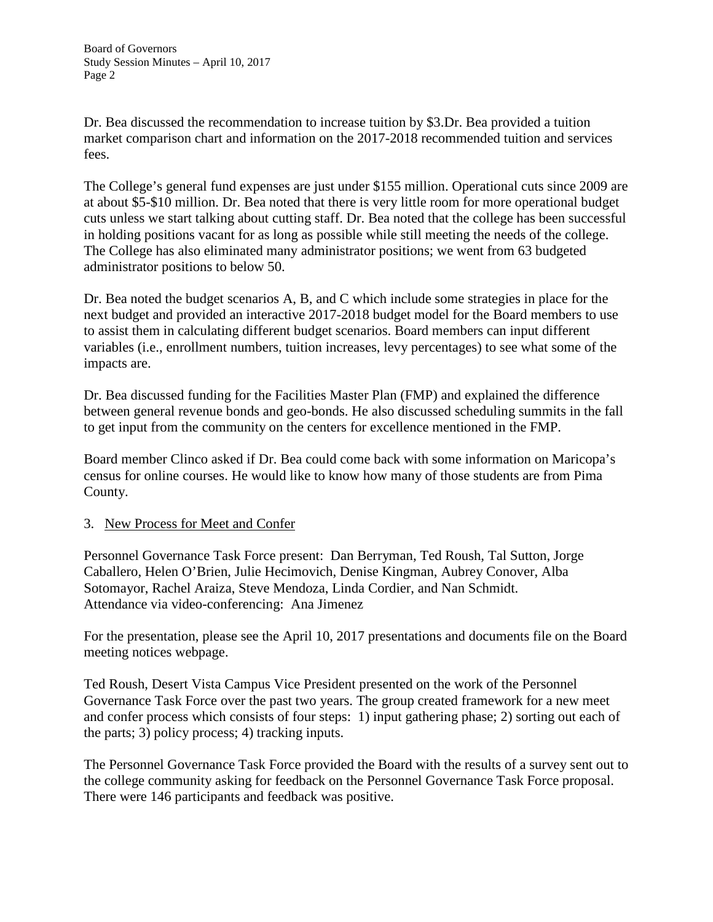Dr. Bea discussed the recommendation to increase tuition by $3.Dr. Bea provided a tuition market comparison chart and information on the 2017-2018 recommended tuition and services fees.

The College's general fund expenses are just under $155 million. Operational cuts since 2009 are at about $5-$10 million. Dr. Bea noted that there is very little room for more operational budget cuts unless we start talking about cutting staff. Dr. Bea noted that the college has been successful in holding positions vacant for as long as possible while still meeting the needs of the college. The College has also eliminated many administrator positions; we went from 63 budgeted administrator positions to below 50.

Dr. Bea noted the budget scenarios A, B, and C which include some strategies in place for the next budget and provided an interactive 2017-2018 budget model for the Board members to use to assist them in calculating different budget scenarios. Board members can input different variables (i.e., enrollment numbers, tuition increases, levy percentages) to see what some of the impacts are.

Dr. Bea discussed funding for the Facilities Master Plan (FMP) and explained the difference between general revenue bonds and geo-bonds. He also discussed scheduling summits in the fall to get input from the community on the centers for excellence mentioned in the FMP.

Board member Clinco asked if Dr. Bea could come back with some information on Maricopa's census for online courses. He would like to know how many of those students are from Pima County.

3. New Process for Meet and Confer

Personnel Governance Task Force present: Dan Berryman, Ted Roush, Tal Sutton, Jorge Caballero, Helen O'Brien, Julie Hecimovich, Denise Kingman, Aubrey Conover, Alba Sotomayor, Rachel Araiza, Steve Mendoza, Linda Cordier, and Nan Schmidt.
Attendance via video-conferencing: Ana Jimenez

For the presentation, please see the April 10, 2017 presentations and documents file on the Board meeting notices webpage.

Ted Roush, Desert Vista Campus Vice President presented on the work of the Personnel Governance Task Force over the past two years. The group created framework for a new meet and confer process which consists of four steps: 1) input gathering phase; 2) sorting out each of the parts; 3) policy process; 4) tracking inputs.

The Personnel Governance Task Force provided the Board with the results of a survey sent out to the college community asking for feedback on the Personnel Governance Task Force proposal. There were 146 participants and feedback was positive.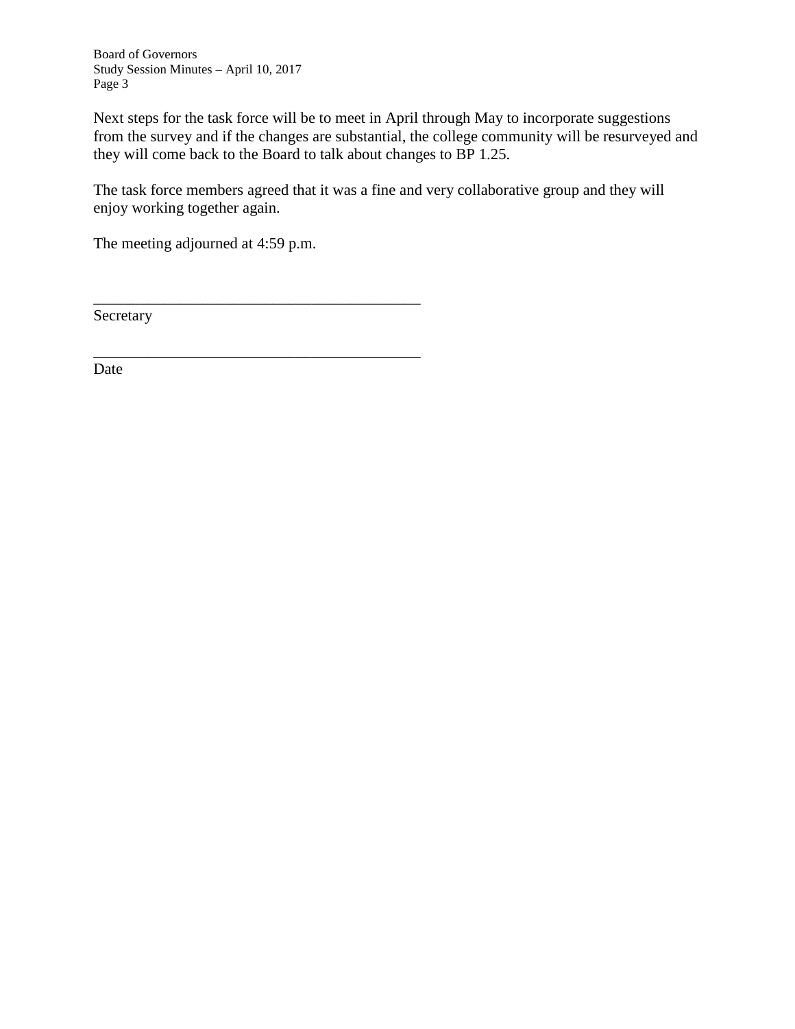Next steps for the task force will be to meet in April through May to incorporate suggestions from the survey and if the changes are substantial, the college community will be resurveyed and they will come back to the Board to talk about changes to BP 1.25.

The task force members agreed that it was a fine and very collaborative group and they will enjoy working together again.

The meeting adjourned at 4:59 p.m.

___________________________________________
Secretary

___________________________________________
Date